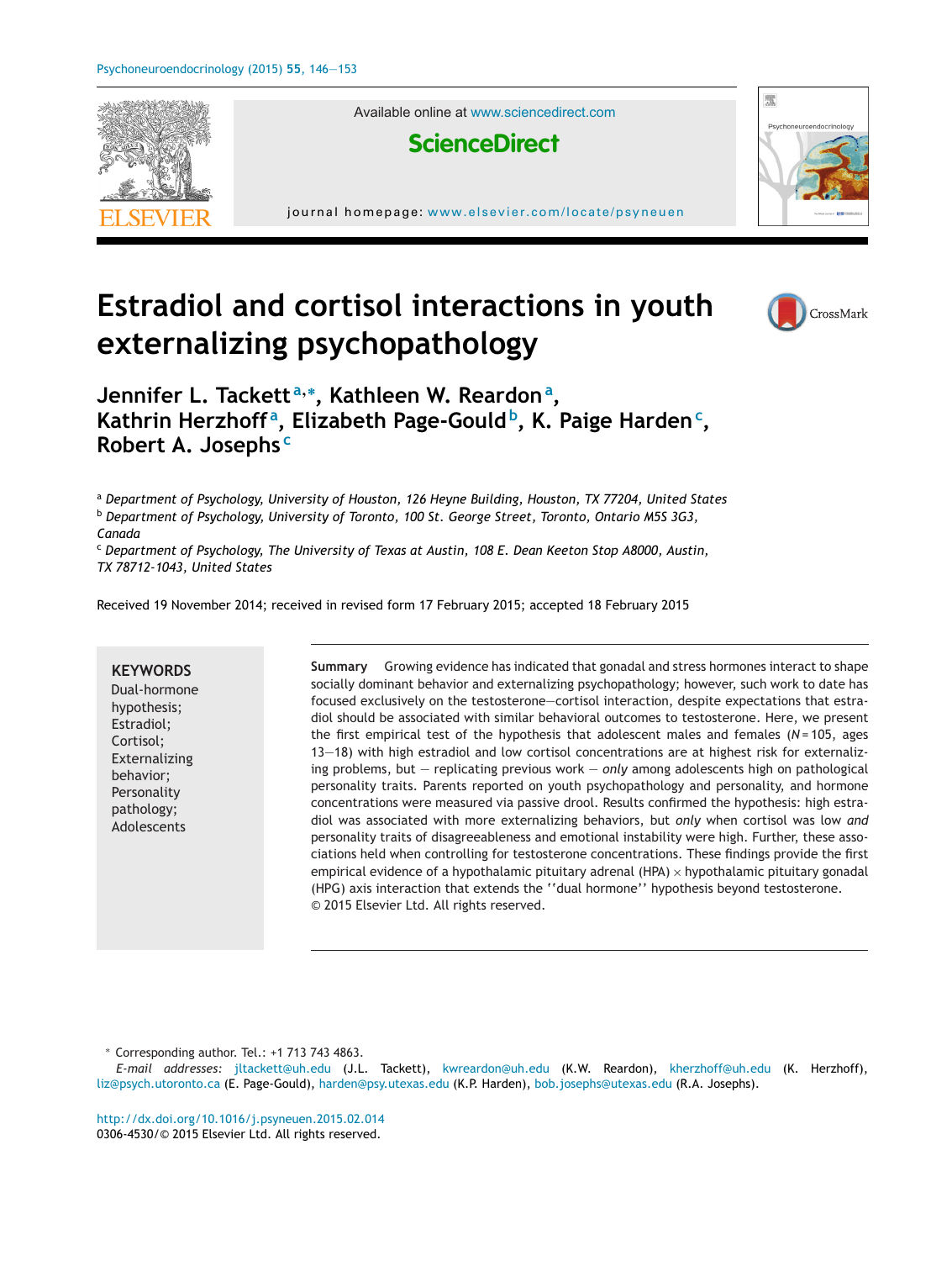# Estradiol and cortisol interactions in youth externalizing psychopathology

**Jennifer L. Tackett**[a,*], **Kathleen W. Reardon**[a], **Kathrin Herzhoff**[a], **Elizabeth Page-Gould**[b], **K. Paige Harden**[c], **Robert A. Josephs**[c]

[a] *Department of Psychology, University of Houston, 126 Heyne Building, Houston, TX 77204, United States*
[b] *Department of Psychology, University of Toronto, 100 St. George Street, Toronto, Ontario M5S 3G3, Canada*
[c] *Department of Psychology, The University of Texas at Austin, 108 E. Dean Keeton Stop A8000, Austin, TX 78712-1043, United States*

Received 19 November 2014; received in revised form 17 February 2015; accepted 18 February 2015

**KEYWORDS**
Dual-hormone hypothesis;
Estradiol;
Cortisol;
Externalizing behavior;
Personality pathology;
Adolescents

**Summary** Growing evidence has indicated that gonadal and stress hormones interact to shape socially dominant behavior and externalizing psychopathology; however, such work to date has focused exclusively on the testosterone—cortisol interaction, despite expectations that estradiol should be associated with similar behavioral outcomes to testosterone. Here, we present the first empirical test of the hypothesis that adolescent males and females ($N$ = 105, ages 13—18) with high estradiol and low cortisol concentrations are at highest risk for externalizing problems, but — replicating previous work — *only* among adolescents high on pathological personality traits. Parents reported on youth psychopathology and personality, and hormone concentrations were measured via passive drool. Results confirmed the hypothesis: high estradiol was associated with more externalizing behaviors, but *only* when cortisol was low *and* personality traits of disagreeableness and emotional instability were high. Further, these associations held when controlling for testosterone concentrations. These findings provide the first empirical evidence of a hypothalamic pituitary adrenal (HPA) × hypothalamic pituitary gonadal (HPG) axis interaction that extends the ''dual hormone'' hypothesis beyond testosterone.
© 2015 Elsevier Ltd. All rights reserved.

* Corresponding author. Tel.: +1 713 743 4863.
*E-mail addresses:* jltackett@uh.edu (J.L. Tackett), kwreardon@uh.edu (K.W. Reardon), kherzhoff@uh.edu (K. Herzhoff), liz@psych.utoronto.ca (E. Page-Gould), harden@psy.utexas.edu (K.P. Harden), bob.josephs@utexas.edu (R.A. Josephs).

http://dx.doi.org/10.1016/j.psyneuen.2015.02.014
0306-4530/© 2015 Elsevier Ltd. All rights reserved.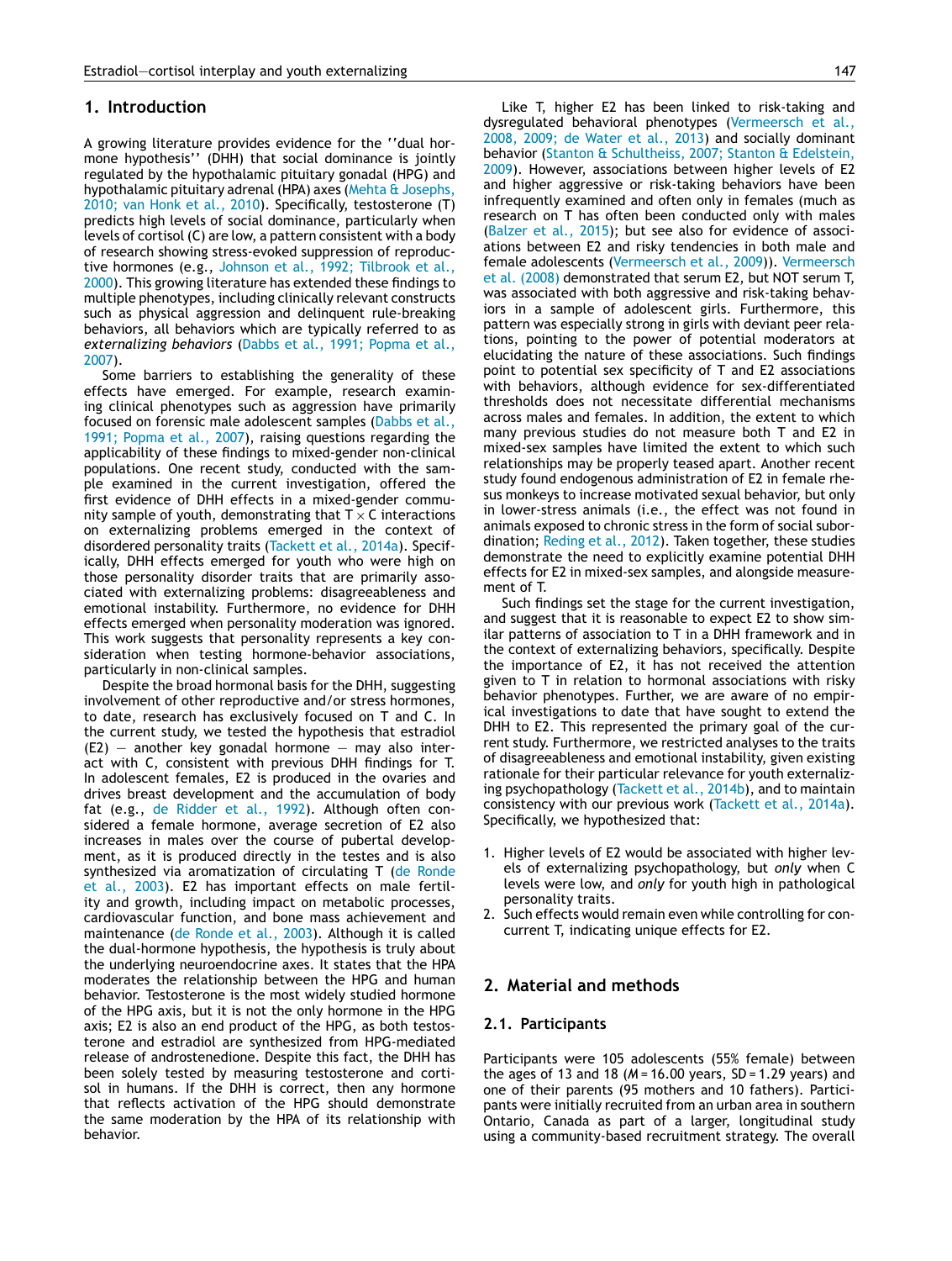## 1. Introduction

A growing literature provides evidence for the ''dual hormone hypothesis'' (DHH) that social dominance is jointly regulated by the hypothalamic pituitary gonadal (HPG) and hypothalamic pituitary adrenal (HPA) axes (Mehta & Josephs, 2010; van Honk et al., 2010). Specifically, testosterone (T) predicts high levels of social dominance, particularly when levels of cortisol (C) are low, a pattern consistent with a body of research showing stress-evoked suppression of reproductive hormones (e.g., Johnson et al., 1992; Tilbrook et al., 2000). This growing literature has extended these findings to multiple phenotypes, including clinically relevant constructs such as physical aggression and delinquent rule-breaking behaviors, all behaviors which are typically referred to as *externalizing behaviors* (Dabbs et al., 1991; Popma et al., 2007).

Some barriers to establishing the generality of these effects have emerged. For example, research examining clinical phenotypes such as aggression have primarily focused on forensic male adolescent samples (Dabbs et al., 1991; Popma et al., 2007), raising questions regarding the applicability of these findings to mixed-gender non-clinical populations. One recent study, conducted with the sample examined in the current investigation, offered the first evidence of DHH effects in a mixed-gender community sample of youth, demonstrating that T × C interactions on externalizing problems emerged in the context of disordered personality traits (Tackett et al., 2014a). Specifically, DHH effects emerged for youth who were high on those personality disorder traits that are primarily associated with externalizing problems: disagreeableness and emotional instability. Furthermore, no evidence for DHH effects emerged when personality moderation was ignored. This work suggests that personality represents a key consideration when testing hormone-behavior associations, particularly in non-clinical samples.

Despite the broad hormonal basis for the DHH, suggesting involvement of other reproductive and/or stress hormones, to date, research has exclusively focused on T and C. In the current study, we tested the hypothesis that estradiol (E2) — another key gonadal hormone — may also interact with C, consistent with previous DHH findings for T. In adolescent females, E2 is produced in the ovaries and drives breast development and the accumulation of body fat (e.g., de Ridder et al., 1992). Although often considered a female hormone, average secretion of E2 also increases in males over the course of pubertal development, as it is produced directly in the testes and is also synthesized via aromatization of circulating T (de Ronde et al., 2003). E2 has important effects on male fertility and growth, including impact on metabolic processes, cardiovascular function, and bone mass achievement and maintenance (de Ronde et al., 2003). Although it is called the dual-hormone hypothesis, the hypothesis is truly about the underlying neuroendocrine axes. It states that the HPA moderates the relationship between the HPG and human behavior. Testosterone is the most widely studied hormone of the HPG axis, but it is not the only hormone in the HPG axis; E2 is also an end product of the HPG, as both testosterone and estradiol are synthesized from HPG-mediated release of androstenedione. Despite this fact, the DHH has been solely tested by measuring testosterone and cortisol in humans. If the DHH is correct, then any hormone that reflects activation of the HPG should demonstrate the same moderation by the HPA of its relationship with behavior.

Like T, higher E2 has been linked to risk-taking and dysregulated behavioral phenotypes (Vermeersch et al., 2008, 2009; de Water et al., 2013) and socially dominant behavior (Stanton & Schultheiss, 2007; Stanton & Edelstein, 2009). However, associations between higher levels of E2 and higher aggressive or risk-taking behaviors have been infrequently examined and often only in females (much as research on T has often been conducted only with males (Balzer et al., 2015); but see also for evidence of associations between E2 and risky tendencies in both male and female adolescents (Vermeersch et al., 2009)). Vermeersch et al. (2008) demonstrated that serum E2, but NOT serum T, was associated with both aggressive and risk-taking behaviors in a sample of adolescent girls. Furthermore, this pattern was especially strong in girls with deviant peer relations, pointing to the power of potential moderators at elucidating the nature of these associations. Such findings point to potential sex specificity of T and E2 associations with behaviors, although evidence for sex-differentiated thresholds does not necessitate differential mechanisms across males and females. In addition, the extent to which many previous studies do not measure both T and E2 in mixed-sex samples have limited the extent to which such relationships may be properly teased apart. Another recent study found endogenous administration of E2 in female rhesus monkeys to increase motivated sexual behavior, but only in lower-stress animals (i.e., the effect was not found in animals exposed to chronic stress in the form of social subordination; Reding et al., 2012). Taken together, these studies demonstrate the need to explicitly examine potential DHH effects for E2 in mixed-sex samples, and alongside measurement of T.

Such findings set the stage for the current investigation, and suggest that it is reasonable to expect E2 to show similar patterns of association to T in a DHH framework and in the context of externalizing behaviors, specifically. Despite the importance of E2, it has not received the attention given to T in relation to hormonal associations with risky behavior phenotypes. Further, we are aware of no empirical investigations to date that have sought to extend the DHH to E2. This represented the primary goal of the current study. Furthermore, we restricted analyses to the traits of disagreeableness and emotional instability, given existing rationale for their particular relevance for youth externalizing psychopathology (Tackett et al., 2014b), and to maintain consistency with our previous work (Tackett et al., 2014a). Specifically, we hypothesized that:

1. Higher levels of E2 would be associated with higher levels of externalizing psychopathology, but *only* when C levels were low, and *only* for youth high in pathological personality traits.
2. Such effects would remain even while controlling for concurrent T, indicating unique effects for E2.

## 2. Material and methods

### 2.1. Participants

Participants were 105 adolescents (55% female) between the ages of 13 and 18 ($M = 16.00$ years, $SD = 1.29$ years) and one of their parents (95 mothers and 10 fathers). Participants were initially recruited from an urban area in southern Ontario, Canada as part of a larger, longitudinal study using a community-based recruitment strategy. The overall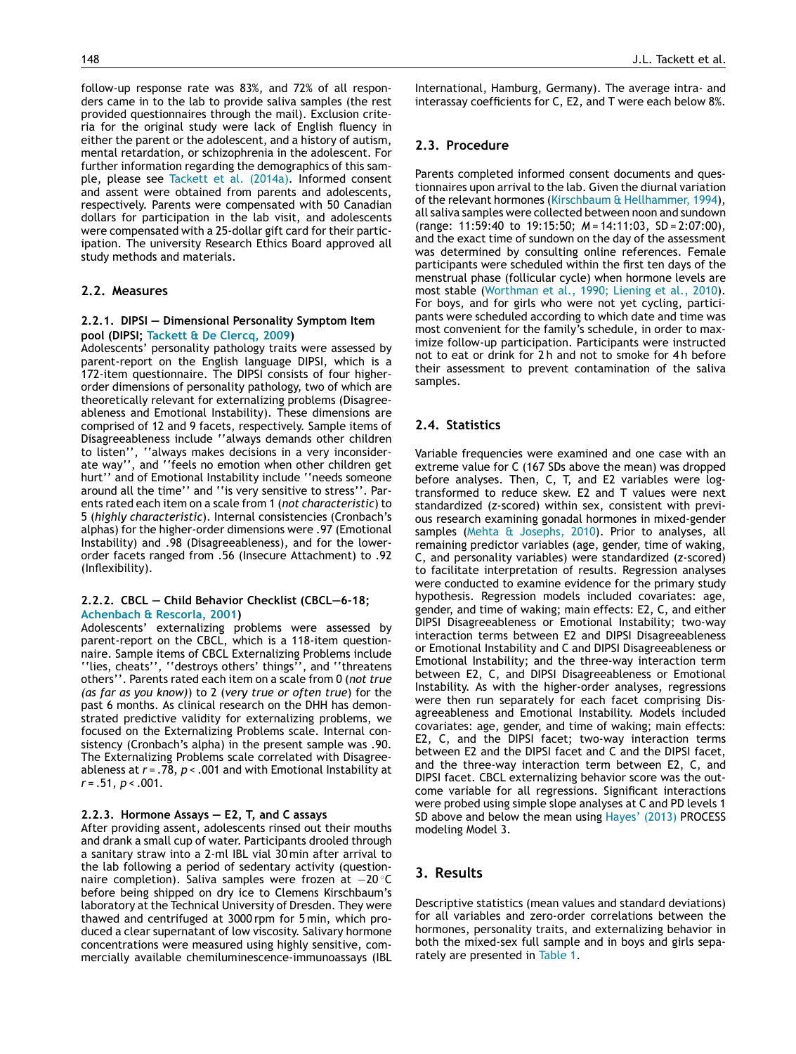follow-up response rate was 83%, and 72% of all responders came in to the lab to provide saliva samples (the rest provided questionnaires through the mail). Exclusion criteria for the original study were lack of English fluency in either the parent or the adolescent, and a history of autism, mental retardation, or schizophrenia in the adolescent. For further information regarding the demographics of this sample, please see Tackett et al. (2014a). Informed consent and assent were obtained from parents and adolescents, respectively. Parents were compensated with 50 Canadian dollars for participation in the lab visit, and adolescents were compensated with a 25-dollar gift card for their participation. The university Research Ethics Board approved all study methods and materials.

## 2.2. Measures

### 2.2.1. DIPSI — Dimensional Personality Symptom Item pool (DIPSI; Tackett & De Clercq, 2009)

Adolescents' personality pathology traits were assessed by parent-report on the English language DIPSI, which is a 172-item questionnaire. The DIPSI consists of four higher-order dimensions of personality pathology, two of which are theoretically relevant for externalizing problems (Disagreeableness and Emotional Instability). These dimensions are comprised of 12 and 9 facets, respectively. Sample items of Disagreeableness include ''always demands other children to listen'', ''always makes decisions in a very inconsiderate way'', and ''feels no emotion when other children get hurt'' and of Emotional Instability include ''needs someone around all the time'' and ''is very sensitive to stress''. Parents rated each item on a scale from 1 (*not characteristic*) to 5 (*highly characteristic*). Internal consistencies (Cronbach's alphas) for the higher-order dimensions were .97 (Emotional Instability) and .98 (Disagreeableness), and for the lower-order facets ranged from .56 (Insecure Attachment) to .92 (Inflexibility).

### 2.2.2. CBCL — Child Behavior Checklist (CBCL—6-18; Achenbach & Rescorla, 2001)

Adolescents' externalizing problems were assessed by parent-report on the CBCL, which is a 118-item questionnaire. Sample items of CBCL Externalizing Problems include ''lies, cheats'', ''destroys others' things'', and ''threatens others''. Parents rated each item on a scale from 0 (*not true (as far as you know)*) to 2 (*very true or often true*) for the past 6 months. As clinical research on the DHH has demonstrated predictive validity for externalizing problems, we focused on the Externalizing Problems scale. Internal consistency (Cronbach's alpha) in the present sample was .90. The Externalizing Problems scale correlated with Disagreeableness at $r = .78$, $p < .001$ and with Emotional Instability at $r = .51$, $p < .001$.

### 2.2.3. Hormone Assays — E2, T, and C assays

After providing assent, adolescents rinsed out their mouths and drank a small cup of water. Participants drooled through a sanitary straw into a 2-ml IBL vial 30 min after arrival to the lab following a period of sedentary activity (questionnaire completion). Saliva samples were frozen at $-20\,^{\circ}$C before being shipped on dry ice to Clemens Kirschbaum's laboratory at the Technical University of Dresden. They were thawed and centrifuged at 3000 rpm for 5 min, which produced a clear supernatant of low viscosity. Salivary hormone concentrations were measured using highly sensitive, commercially available chemiluminescence-immunoassays (IBL International, Hamburg, Germany). The average intra- and interassay coefficients for C, E2, and T were each below 8%.

## 2.3. Procedure

Parents completed informed consent documents and questionnaires upon arrival to the lab. Given the diurnal variation of the relevant hormones (Kirschbaum & Hellhammer, 1994), all saliva samples were collected between noon and sundown (range: 11:59:40 to 19:15:50; $M$ = 14:11:03, SD = 2:07:00), and the exact time of sundown on the day of the assessment was determined by consulting online references. Female participants were scheduled within the first ten days of the menstrual phase (follicular cycle) when hormone levels are most stable (Worthman et al., 1990; Liening et al., 2010). For boys, and for girls who were not yet cycling, participants were scheduled according to which date and time was most convenient for the family's schedule, in order to maximize follow-up participation. Participants were instructed not to eat or drink for 2 h and not to smoke for 4 h before their assessment to prevent contamination of the saliva samples.

## 2.4. Statistics

Variable frequencies were examined and one case with an extreme value for C (167 SDs above the mean) was dropped before analyses. Then, C, T, and E2 variables were log-transformed to reduce skew. E2 and T values were next standardized ($z$-scored) within sex, consistent with previous research examining gonadal hormones in mixed-gender samples (Mehta & Josephs, 2010). Prior to analyses, all remaining predictor variables (age, gender, time of waking, C, and personality variables) were standardized ($z$-scored) to facilitate interpretation of results. Regression analyses were conducted to examine evidence for the primary study hypothesis. Regression models included covariates: age, gender, and time of waking; main effects: E2, C, and either DIPSI Disagreeableness or Emotional Instability; two-way interaction terms between E2 and DIPSI Disagreeableness or Emotional Instability and C and DIPSI Disagreeableness or Emotional Instability; and the three-way interaction term between E2, C, and DIPSI Disagreeableness or Emotional Instability. As with the higher-order analyses, regressions were then run separately for each facet comprising Disagreeableness and Emotional Instability. Models included covariates: age, gender, and time of waking; main effects: E2, C, and the DIPSI facet; two-way interaction terms between E2 and the DIPSI facet and C and the DIPSI facet, and the three-way interaction term between E2, C, and DIPSI facet. CBCL externalizing behavior score was the outcome variable for all regressions. Significant interactions were probed using simple slope analyses at C and PD levels 1 SD above and below the mean using Hayes' (2013) PROCESS modeling Model 3.

# 3. Results

Descriptive statistics (mean values and standard deviations) for all variables and zero-order correlations between the hormones, personality traits, and externalizing behavior in both the mixed-sex full sample and in boys and girls separately are presented in Table 1.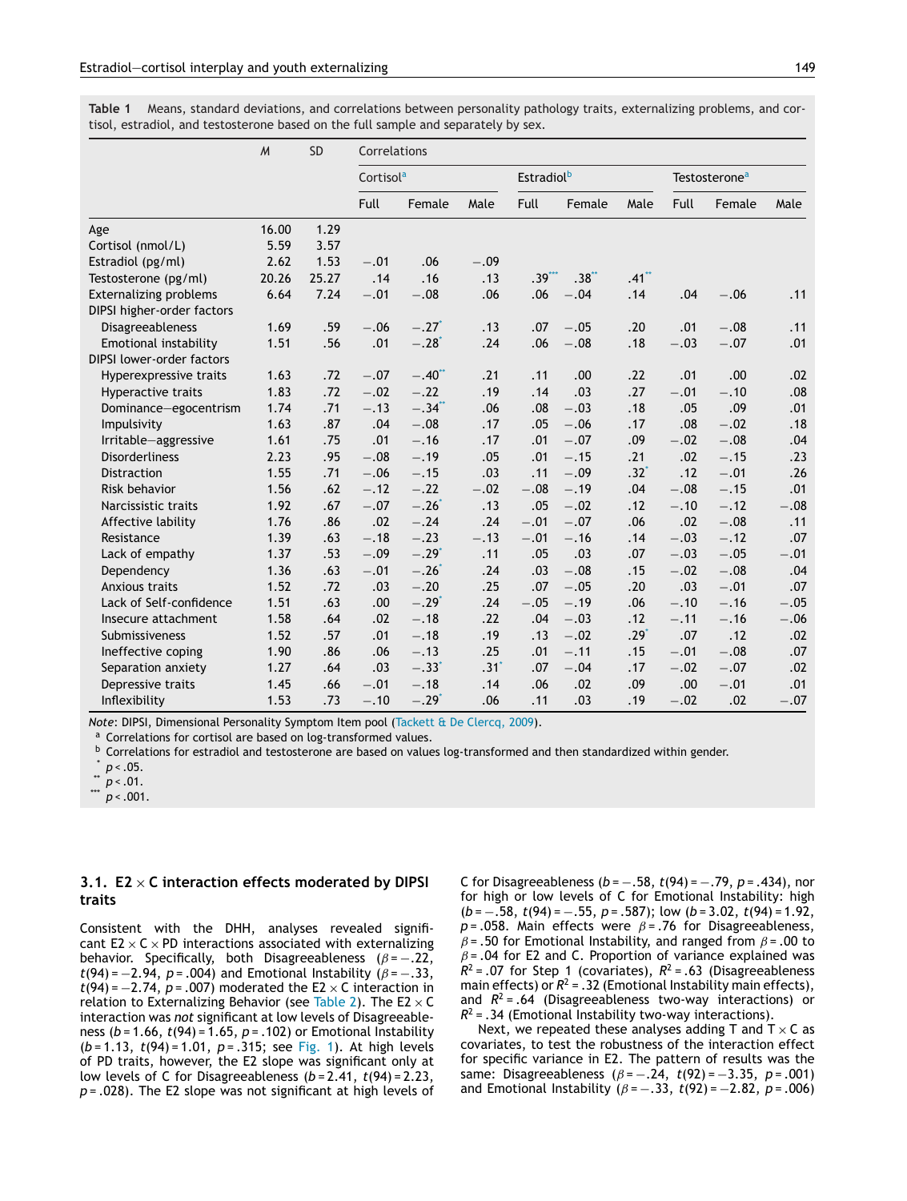**Table 1** Means, standard deviations, and correlations between personality pathology traits, externalizing problems, and cortisol, estradiol, and testosterone based on the full sample and separately by sex.

| | *M* | SD | Correlations | | | | | | | | |
|---|---|---|---|---|---|---|---|---|---|---|---|
| | | | Cortisol[a] | | | Estradiol[b] | | | Testosterone[a] | | |
| | | | Full | Female | Male | Full | Female | Male | Full | Female | Male |
| Age | 16.00 | 1.29 | | | | | | | | | |
| Cortisol (nmol/L) | 5.59 | 3.57 | | | | | | | | | |
| Estradiol (pg/ml) | 2.62 | 1.53 | −.01 | .06 | −.09 | | | | | | |
| Testosterone (pg/ml) | 20.26 | 25.27 | .14 | .16 | .13 | .39*** | .38** | .41** | | | |
| Externalizing problems | 6.64 | 7.24 | −.01 | −.08 | .06 | .06 | −.04 | .14 | .04 | −.06 | .11 |
| DIPSI higher-order factors | | | | | | | | | | | |
| Disagreeableness | 1.69 | .59 | −.06 | −.27* | .13 | .07 | −.05 | .20 | .01 | −.08 | .11 |
| Emotional instability | 1.51 | .56 | .01 | −.28* | .24 | .06 | −.08 | .18 | −.03 | −.07 | .01 |
| DIPSI lower-order factors | | | | | | | | | | | |
| Hyperexpressive traits | 1.63 | .72 | −.07 | −.40** | .21 | .11 | .00 | .22 | .01 | .00 | .02 |
| Hyperactive traits | 1.83 | .72 | −.02 | −.22 | .19 | .14 | .03 | .27 | −.01 | −.10 | .08 |
| Dominance–egocentrism | 1.74 | .71 | −.13 | −.34** | .06 | .08 | −.03 | .18 | .05 | .09 | .01 |
| Impulsivity | 1.63 | .87 | .04 | −.08 | .17 | .05 | −.06 | .17 | .08 | −.02 | .18 |
| Irritable–aggressive | 1.61 | .75 | .01 | −.16 | .17 | .01 | −.07 | .09 | −.02 | −.08 | .04 |
| Disorderliness | 2.23 | .95 | −.08 | −.19 | .05 | .01 | −.15 | .21 | .02 | −.15 | .23 |
| Distraction | 1.55 | .71 | −.06 | −.15 | .03 | .11 | −.09 | .32* | .12 | −.01 | .26 |
| Risk behavior | 1.56 | .62 | −.12 | −.22 | −.02 | −.08 | −.19 | .04 | −.08 | −.15 | .01 |
| Narcissistic traits | 1.92 | .67 | −.07 | −.26* | .13 | .05 | −.02 | .12 | −.10 | −.12 | −.08 |
| Affective lability | 1.76 | .86 | .02 | −.24 | .24 | −.01 | −.07 | .06 | .02 | −.08 | .11 |
| Resistance | 1.39 | .63 | −.18 | −.23 | −.13 | −.01 | −.16 | .14 | −.03 | −.12 | .07 |
| Lack of empathy | 1.37 | .53 | −.09 | −.29* | .11 | .05 | .03 | .07 | −.03 | −.05 | −.01 |
| Dependency | 1.36 | .63 | −.01 | −.26* | .24 | .03 | −.08 | .15 | −.02 | −.08 | .04 |
| Anxious traits | 1.52 | .72 | .03 | −.20 | .25 | .07 | −.05 | .20 | .03 | −.01 | .07 |
| Lack of Self-confidence | 1.51 | .63 | .00 | −.29* | .24 | −.05 | −.19 | .06 | −.10 | −.16 | −.05 |
| Insecure attachment | 1.58 | .64 | .02 | −.18 | .22 | .04 | −.03 | .12 | −.11 | −.16 | −.06 |
| Submissiveness | 1.52 | .57 | .01 | −.18 | .19 | .13 | −.02 | .29* | .07 | .12 | .02 |
| Ineffective coping | 1.90 | .86 | .06 | −.13 | .25 | .01 | −.11 | .15 | −.01 | −.08 | .07 |
| Separation anxiety | 1.27 | .64 | .03 | −.33* | .31* | .07 | −.04 | .17 | −.02 | −.07 | .02 |
| Depressive traits | 1.45 | .66 | −.01 | −.18 | .14 | .06 | .02 | .09 | .00 | −.01 | .01 |
| Inflexibility | 1.53 | .73 | −.10 | −.29* | .06 | .11 | .03 | .19 | −.02 | .02 | −.07 |

*Note*: DIPSI, Dimensional Personality Symptom Item pool (Tackett & De Clercq, 2009).
[a] Correlations for cortisol are based on log-transformed values.
[b] Correlations for estradiol and testosterone are based on values log-transformed and then standardized within gender.
\* $p < .05$.
\*\* $p < .01$.
\*\*\* $p < .001$.

### 3.1. E2 × C interaction effects moderated by DIPSI traits

Consistent with the DHH, analyses revealed significant E2 × C × PD interactions associated with externalizing behavior. Specifically, both Disagreeableness ($\beta = -.22$, $t(94) = -2.94$, $p = .004$) and Emotional Instability ($\beta = -.33$, $t(94) = -2.74$, $p = .007$) moderated the E2 × C interaction in relation to Externalizing Behavior (see Table 2). The E2 × C interaction was *not* significant at low levels of Disagreeableness ($b = 1.66$, $t(94) = 1.65$, $p = .102$) or Emotional Instability ($b = 1.13$, $t(94) = 1.01$, $p = .315$; see Fig. 1). At high levels of PD traits, however, the E2 slope was significant only at low levels of C for Disagreeableness ($b = 2.41$, $t(94) = 2.23$, $p = .028$). The E2 slope was not significant at high levels of C for Disagreeableness ($b = -.58$, $t(94) = -.79$, $p = .434$), nor for high or low levels of C for Emotional Instability: high ($b = -.58$, $t(94) = -.55$, $p = .587$); low ($b = 3.02$, $t(94) = 1.92$, $p = .058$. Main effects were $\beta = .76$ for Disagreeableness, $\beta = .50$ for Emotional Instability, and ranged from $\beta = .00$ to $\beta = .04$ for E2 and C. Proportion of variance explained was $R^2 = .07$ for Step 1 (covariates), $R^2 = .63$ (Disagreeableness main effects) or $R^2 = .32$ (Emotional Instability main effects), and $R^2 = .64$ (Disagreeableness two-way interactions) or $R^2 = .34$ (Emotional Instability two-way interactions).

Next, we repeated these analyses adding T and T × C as covariates, to test the robustness of the interaction effect for specific variance in E2. The pattern of results was the same: Disagreeableness ($\beta = -.24$, $t(92) = -3.35$, $p = .001$) and Emotional Instability ($\beta = -.33$, $t(92) = -2.82$, $p = .006$)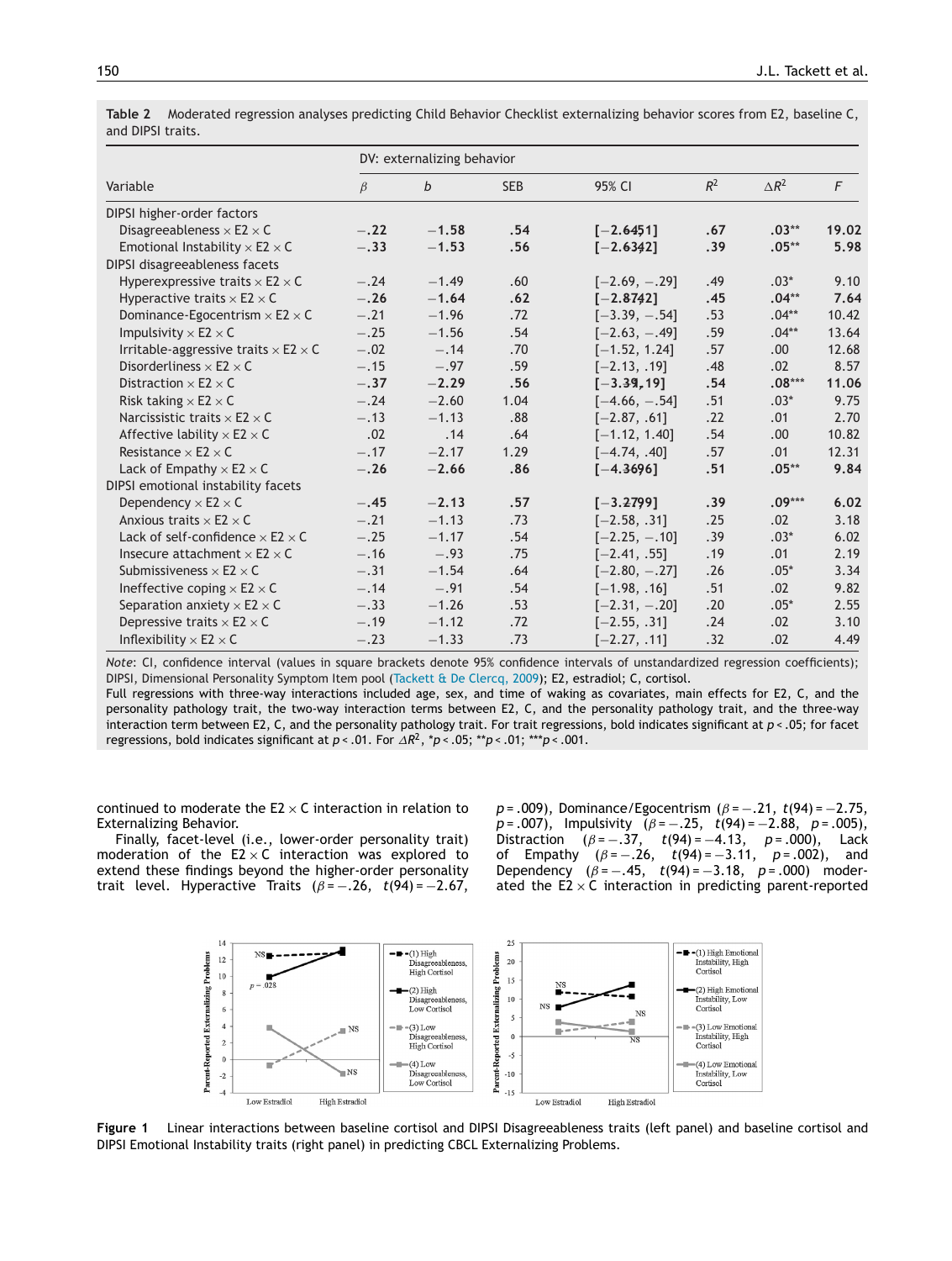**Table 2** Moderated regression analyses predicting Child Behavior Checklist externalizing behavior scores from E2, baseline C, and DIPSI traits.

| Variable | DV: externalizing behavior | | | | | | |
|---|---|---|---|---|---|---|---|
| | $\beta$ | $b$ | SEB | 95% CI | $R^2$ | $\Delta R^2$ | $F$ |
| DIPSI higher-order factors | | | | | | | |
| Disagreeableness × E2 × C | **−.22** | **−1.58** | **.54** | **[−2.64, −.51]** | **.67** | **.03**** | **19.02** |
| Emotional Instability × E2 × C | **−.33** | **−1.53** | **.56** | **[−2.63, −.42]** | **.39** | **.05**** | **5.98** |
| DIPSI disagreeableness facets | | | | | | | |
| Hyperexpressive traits × E2 × C | −.24 | −1.49 | .60 | [−2.69, −.29] | .49 | .03* | 9.10 |
| Hyperactive traits × E2 × C | **−.26** | **−1.64** | **.62** | **[−2.87, −.42]** | **.45** | **.04**** | **7.64** |
| Dominance-Egocentrism × E2 × C | −.21 | −1.96 | .72 | [−3.39, −.54] | .53 | .04** | 10.42 |
| Impulsivity × E2 × C | −.25 | −1.56 | .54 | [−2.63, −.49] | .59 | .04** | 13.64 |
| Irritable-aggressive traits × E2 × C | −.02 | −.14 | .70 | [−1.52, 1.24] | .57 | .00 | 12.68 |
| Disorderliness × E2 × C | −.15 | −.97 | .59 | [−2.13, .19] | .48 | .02 | 8.57 |
| Distraction × E2 × C | **−.37** | **−2.29** | **.56** | **[−3.39, −1.19]** | **.54** | **.08***** | **11.06** |
| Risk taking × E2 × C | −.24 | −2.60 | 1.04 | [−4.66, −.54] | .51 | .03* | 9.75 |
| Narcissistic traits × E2 × C | −.13 | −1.13 | .88 | [−2.87, .61] | .22 | .01 | 2.70 |
| Affective lability × E2 × C | .02 | .14 | .64 | [−1.12, 1.40] | .54 | .00 | 10.82 |
| Resistance × E2 × C | −.17 | −2.17 | 1.29 | [−4.74, .40] | .57 | .01 | 12.31 |
| Lack of Empathy × E2 × C | **−.26** | **−2.66** | **.86** | **[−4.36, −.96]** | **.51** | **.05**** | **9.84** |
| DIPSI emotional instability facets | | | | | | | |
| Dependency × E2 × C | **−.45** | **−2.13** | **.57** | **[−3.27, −.99]** | **.39** | **.09***** | **6.02** |
| Anxious traits × E2 × C | −.21 | −1.13 | .73 | [−2.58, .31] | .25 | .02 | 3.18 |
| Lack of self-confidence × E2 × C | −.25 | −1.17 | .54 | [−2.25, −.10] | .39 | .03* | 6.02 |
| Insecure attachment × E2 × C | −.16 | −.93 | .75 | [−2.41, .55] | .19 | .01 | 2.19 |
| Submissiveness × E2 × C | −.31 | −1.54 | .64 | [−2.80, −.27] | .26 | .05* | 3.34 |
| Ineffective coping × E2 × C | −.14 | −.91 | .54 | [−1.98, .16] | .51 | .02 | 9.82 |
| Separation anxiety × E2 × C | −.33 | −1.26 | .53 | [−2.31, −.20] | .20 | .05* | 2.55 |
| Depressive traits × E2 × C | −.19 | −1.12 | .72 | [−2.55, .31] | .24 | .02 | 3.10 |
| Inflexibility × E2 × C | −.23 | −1.33 | .73 | [−2.27, .11] | .32 | .02 | 4.49 |

*Note*: CI, confidence interval (values in square brackets denote 95% confidence intervals of unstandardized regression coefficients); DIPSI, Dimensional Personality Symptom Item pool (Tackett & De Clercq, 2009); E2, estradiol; C, cortisol.
Full regressions with three-way interactions included age, sex, and time of waking as covariates, main effects for E2, C, and the personality pathology trait, and the two-way interaction terms between E2, C, and the personality pathology trait, and the three-way interaction term between E2, C, and the personality pathology trait. For trait regressions, bold indicates significant at $p < .05$; for facet regressions, bold indicates significant at $p < .01$. For $\Delta R^2$, *$p < .05$; **$p < .01$; ***$p < .001$.

continued to moderate the E2 × C interaction in relation to Externalizing Behavior.

Finally, facet-level (i.e., lower-order personality trait) moderation of the E2 × C interaction was explored to extend these findings beyond the higher-order personality trait level. Hyperactive Traits ($\beta = -.26$, $t(94) = -2.67$, $p = .009$), Dominance/Egocentrism ($\beta = -.21$, $t(94) = -2.75$, $p = .007$), Impulsivity ($\beta = -.25$, $t(94) = -2.88$, $p = .005$), Distraction ($\beta = -.37$, $t(94) = -4.13$, $p = .000$), Lack of Empathy ($\beta = -.26$, $t(94) = -3.11$, $p = .002$), and Dependency ($\beta = -.45$, $t(94) = -3.18$, $p = .000$) moderated the E2 × C interaction in predicting parent-reported

**Figure 1** Linear interactions between baseline cortisol and DIPSI Disagreeableness traits (left panel) and baseline cortisol and DIPSI Emotional Instability traits (right panel) in predicting CBCL Externalizing Problems.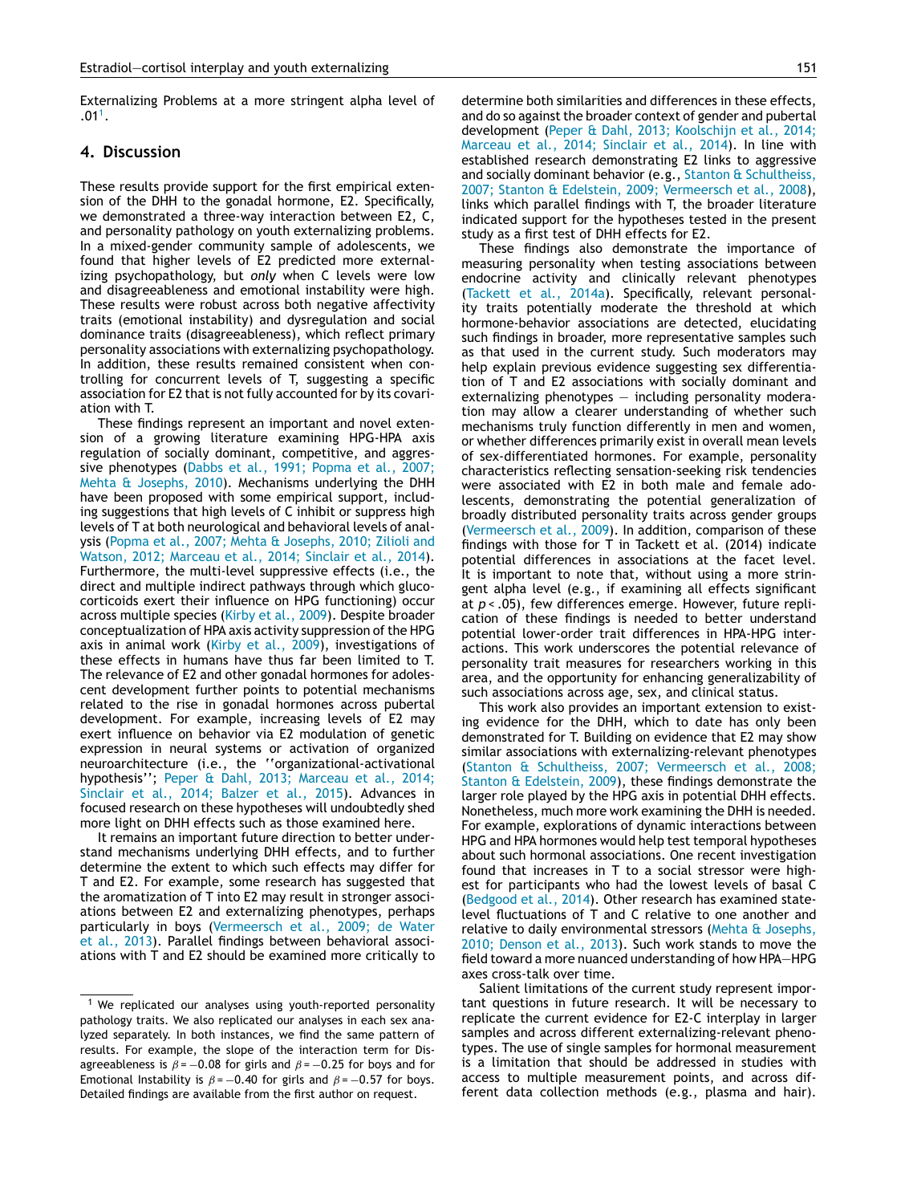Externalizing Problems at a more stringent alpha level of .01[1].

## 4. Discussion

These results provide support for the first empirical extension of the DHH to the gonadal hormone, E2. Specifically, we demonstrated a three-way interaction between E2, C, and personality pathology on youth externalizing problems. In a mixed-gender community sample of adolescents, we found that higher levels of E2 predicted more externalizing psychopathology, but *only* when C levels were low and disagreeableness and emotional instability were high. These results were robust across both negative affectivity traits (emotional instability) and dysregulation and social dominance traits (disagreeableness), which reflect primary personality associations with externalizing psychopathology. In addition, these results remained consistent when controlling for concurrent levels of T, suggesting a specific association for E2 that is not fully accounted for by its covariation with T.

These findings represent an important and novel extension of a growing literature examining HPG-HPA axis regulation of socially dominant, competitive, and aggressive phenotypes (Dabbs et al., 1991; Popma et al., 2007; Mehta & Josephs, 2010). Mechanisms underlying the DHH have been proposed with some empirical support, including suggestions that high levels of C inhibit or suppress high levels of T at both neurological and behavioral levels of analysis (Popma et al., 2007; Mehta & Josephs, 2010; Zilioli and Watson, 2012; Marceau et al., 2014; Sinclair et al., 2014). Furthermore, the multi-level suppressive effects (i.e., the direct and multiple indirect pathways through which glucocorticoids exert their influence on HPG functioning) occur across multiple species (Kirby et al., 2009). Despite broader conceptualization of HPA axis activity suppression of the HPG axis in animal work (Kirby et al., 2009), investigations of these effects in humans have thus far been limited to T. The relevance of E2 and other gonadal hormones for adolescent development further points to potential mechanisms related to the rise in gonadal hormones across pubertal development. For example, increasing levels of E2 may exert influence on behavior via E2 modulation of genetic expression in neural systems or activation of organized neuroarchitecture (i.e., the ''organizational-activational hypothesis''; Peper & Dahl, 2013; Marceau et al., 2014; Sinclair et al., 2014; Balzer et al., 2015). Advances in focused research on these hypotheses will undoubtedly shed more light on DHH effects such as those examined here.

It remains an important future direction to better understand mechanisms underlying DHH effects, and to further determine the extent to which such effects may differ for T and E2. For example, some research has suggested that the aromatization of T into E2 may result in stronger associations between E2 and externalizing phenotypes, perhaps particularly in boys (Vermeersch et al., 2009; de Water et al., 2013). Parallel findings between behavioral associations with T and E2 should be examined more critically to determine both similarities and differences in these effects, and do so against the broader context of gender and pubertal development (Peper & Dahl, 2013; Koolschijn et al., 2014; Marceau et al., 2014; Sinclair et al., 2014). In line with established research demonstrating E2 links to aggressive and socially dominant behavior (e.g., Stanton & Schultheiss, 2007; Stanton & Edelstein, 2009; Vermeersch et al., 2008), links which parallel findings with T, the broader literature indicated support for the hypotheses tested in the present study as a first test of DHH effects for E2.

These findings also demonstrate the importance of measuring personality when testing associations between endocrine activity and clinically relevant phenotypes (Tackett et al., 2014a). Specifically, relevant personality traits potentially moderate the threshold at which hormone-behavior associations are detected, elucidating such findings in broader, more representative samples such as that used in the current study. Such moderators may help explain previous evidence suggesting sex differentiation of T and E2 associations with socially dominant and externalizing phenotypes — including personality moderation may allow a clearer understanding of whether such mechanisms truly function differently in men and women, or whether differences primarily exist in overall mean levels of sex-differentiated hormones. For example, personality characteristics reflecting sensation-seeking risk tendencies were associated with E2 in both male and female adolescents, demonstrating the potential generalization of broadly distributed personality traits across gender groups (Vermeersch et al., 2009). In addition, comparison of these findings with those for T in Tackett et al. (2014) indicate potential differences in associations at the facet level. It is important to note that, without using a more stringent alpha level (e.g., if examining all effects significant at $p < .05$), few differences emerge. However, future replication of these findings is needed to better understand potential lower-order trait differences in HPA-HPG interactions. This work underscores the potential relevance of personality trait measures for researchers working in this area, and the opportunity for enhancing generalizability of such associations across age, sex, and clinical status.

This work also provides an important extension to existing evidence for the DHH, which to date has only been demonstrated for T. Building on evidence that E2 may show similar associations with externalizing-relevant phenotypes (Stanton & Schultheiss, 2007; Vermeersch et al., 2008; Stanton & Edelstein, 2009), these findings demonstrate the larger role played by the HPG axis in potential DHH effects. Nonetheless, much more work examining the DHH is needed. For example, explorations of dynamic interactions between HPG and HPA hormones would help test temporal hypotheses about such hormonal associations. One recent investigation found that increases in T to a social stressor were highest for participants who had the lowest levels of basal C (Bedgood et al., 2014). Other research has examined state-level fluctuations of T and C relative to one another and relative to daily environmental stressors (Mehta & Josephs, 2010; Denson et al., 2013). Such work stands to move the field toward a more nuanced understanding of how HPA—HPG axes cross-talk over time.

Salient limitations of the current study represent important questions in future research. It will be necessary to replicate the current evidence for E2-C interplay in larger samples and across different externalizing-relevant phenotypes. The use of single samples for hormonal measurement is a limitation that should be addressed in studies with access to multiple measurement points, and across different data collection methods (e.g., plasma and hair).

[1] We replicated our analyses using youth-reported personality pathology traits. We also replicated our analyses in each sex analyzed separately. In both instances, we find the same pattern of results. For example, the slope of the interaction term for Disagreeableness is $\beta = -0.08$ for girls and $\beta = -0.25$ for boys and for Emotional Instability is $\beta = -0.40$ for girls and $\beta = -0.57$ for boys. Detailed findings are available from the first author on request.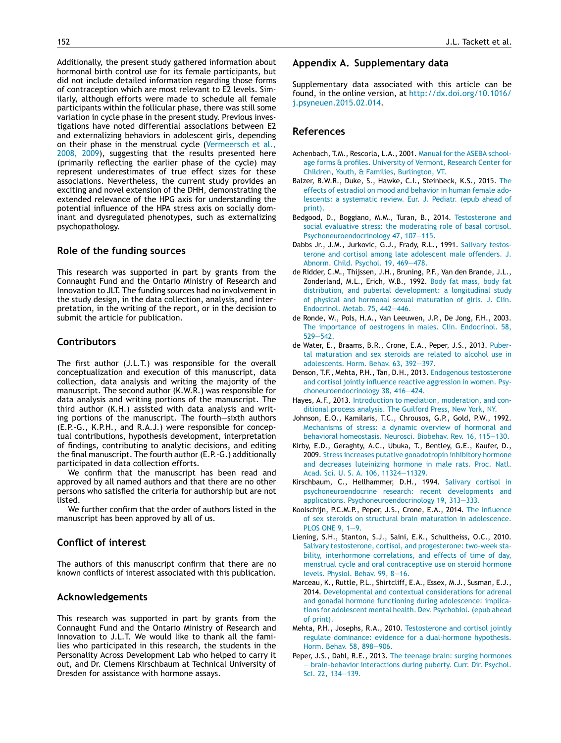Additionally, the present study gathered information about hormonal birth control use for its female participants, but did not include detailed information regarding those forms of contraception which are most relevant to E2 levels. Similarly, although efforts were made to schedule all female participants within the follicular phase, there was still some variation in cycle phase in the present study. Previous investigations have noted differential associations between E2 and externalizing behaviors in adolescent girls, depending on their phase in the menstrual cycle (Vermeersch et al., 2008, 2009), suggesting that the results presented here (primarily reflecting the earlier phase of the cycle) may represent underestimates of true effect sizes for these associations. Nevertheless, the current study provides an exciting and novel extension of the DHH, demonstrating the extended relevance of the HPG axis for understanding the potential influence of the HPA stress axis on socially dominant and dysregulated phenotypes, such as externalizing psychopathology.

## Role of the funding sources

This research was supported in part by grants from the Connaught Fund and the Ontario Ministry of Research and Innovation to JLT. The funding sources had no involvement in the study design, in the data collection, analysis, and interpretation, in the writing of the report, or in the decision to submit the article for publication.

## Contributors

The first author (J.L.T.) was responsible for the overall conceptualization and execution of this manuscript, data collection, data analysis and writing the majority of the manuscript. The second author (K.W.R.) was responsible for data analysis and writing portions of the manuscript. The third author (K.H.) assisted with data analysis and writing portions of the manuscript. The fourth–sixth authors (E.P.-G., K.P.H., and R.A.J.) were responsible for conceptual contributions, hypothesis development, interpretation of findings, contributing to analytic decisions, and editing the final manuscript. The fourth author (E.P.-G.) additionally participated in data collection efforts.

We confirm that the manuscript has been read and approved by all named authors and that there are no other persons who satisfied the criteria for authorship but are not listed.

We further confirm that the order of authors listed in the manuscript has been approved by all of us.

## Conflict of interest

The authors of this manuscript confirm that there are no known conflicts of interest associated with this publication.

## Acknowledgements

This research was supported in part by grants from the Connaught Fund and the Ontario Ministry of Research and Innovation to J.L.T. We would like to thank all the families who participated in this research, the students in the Personality Across Development Lab who helped to carry it out, and Dr. Clemens Kirschbaum at Technical University of Dresden for assistance with hormone assays.

## Appendix A. Supplementary data

Supplementary data associated with this article can be found, in the online version, at http://dx.doi.org/10.1016/j.psyneuen.2015.02.014.

## References

Achenbach, T.M., Rescorla, L.A., 2001. Manual for the ASEBA school-age forms & profiles. University of Vermont, Research Center for Children, Youth, & Families, Burlington, VT.

Balzer, B.W.R., Duke, S., Hawke, C.I., Steinbeck, K.S., 2015. The effects of estradiol on mood and behavior in human female adolescents: a systematic review. Eur. J. Pediatr. (epub ahead of print).

Bedgood, D., Boggiano, M.M., Turan, B., 2014. Testosterone and social evaluative stress: the moderating role of basal cortisol. Psychoneuroendocrinology 47, 107–115.

Dabbs Jr., J.M., Jurkovic, G.J., Frady, R.L., 1991. Salivary testosterone and cortisol among late adolescent male offenders. J. Abnorm. Child. Psychol. 19, 469–478.

de Ridder, C.M., Thijssen, J.H., Bruning, P.F., Van den Brande, J.L., Zonderland, M.L., Erich, W.B., 1992. Body fat mass, body fat distribution, and pubertal development: a longitudinal study of physical and hormonal sexual maturation of girls. J. Clin. Endocrinol. Metab. 75, 442–446.

de Ronde, W., Pols, H.A., Van Leeuwen, J.P., De Jong, F.H., 2003. The importance of oestrogens in males. Clin. Endocrinol. 58, 529–542.

de Water, E., Braams, B.R., Crone, E.A., Peper, J.S., 2013. Pubertal maturation and sex steroids are related to alcohol use in adolescents. Horm. Behav. 63, 392–397.

Denson, T.F., Mehta, P.H., Tan, D.H., 2013. Endogenous testosterone and cortisol jointly influence reactive aggression in women. Psychoneuroendocrinology 38, 416–424.

Hayes, A.F., 2013. Introduction to mediation, moderation, and conditional process analysis. The Guilford Press, New York, NY.

Johnson, E.O., Kamilaris, T.C., Chrousos, G.P., Gold, P.W., 1992. Mechanisms of stress: a dynamic overview of hormonal and behavioral homeostasis. Neurosci. Biobehav. Rev. 16, 115–130.

Kirby, E.D., Geraghty, A.C., Ubuka, T., Bentley, G.E., Kaufer, D., 2009. Stress increases putative gonadotropin inhibitory hormone and decreases luteinizing hormone in male rats. Proc. Natl. Acad. Sci. U. S. A. 106, 11324–11329.

Kirschbaum, C., Hellhammer, D.H., 1994. Salivary cortisol in psychoneuroendocrine research: recent developments and applications. Psychoneuroendocrinology 19, 313–333.

Koolschijn, P.C.M.P., Peper, J.S., Crone, E.A., 2014. The influence of sex steroids on structural brain maturation in adolescence. PLOS ONE 9, 1–9.

Liening, S.H., Stanton, S.J., Saini, E.K., Schultheiss, O.C., 2010. Salivary testosterone, cortisol, and progesterone: two-week stability, interhormone correlations, and effects of time of day, menstrual cycle and oral contraceptive use on steroid hormone levels. Physiol. Behav. 99, 8–16.

Marceau, K., Ruttle, P.L., Shirtcliff, E.A., Essex, M.J., Susman, E.J., 2014. Developmental and contextual considerations for adrenal and gonadal hormone functioning during adolescence: implications for adolescent mental health. Dev. Psychobiol. (epub ahead of print).

Mehta, P.H., Josephs, R.A., 2010. Testosterone and cortisol jointly regulate dominance: evidence for a dual-hormone hypothesis. Horm. Behav. 58, 898–906.

Peper, J.S., Dahl, R.E., 2013. The teenage brain: surging hormones — brain-behavior interactions during puberty. Curr. Dir. Psychol. Sci. 22, 134–139.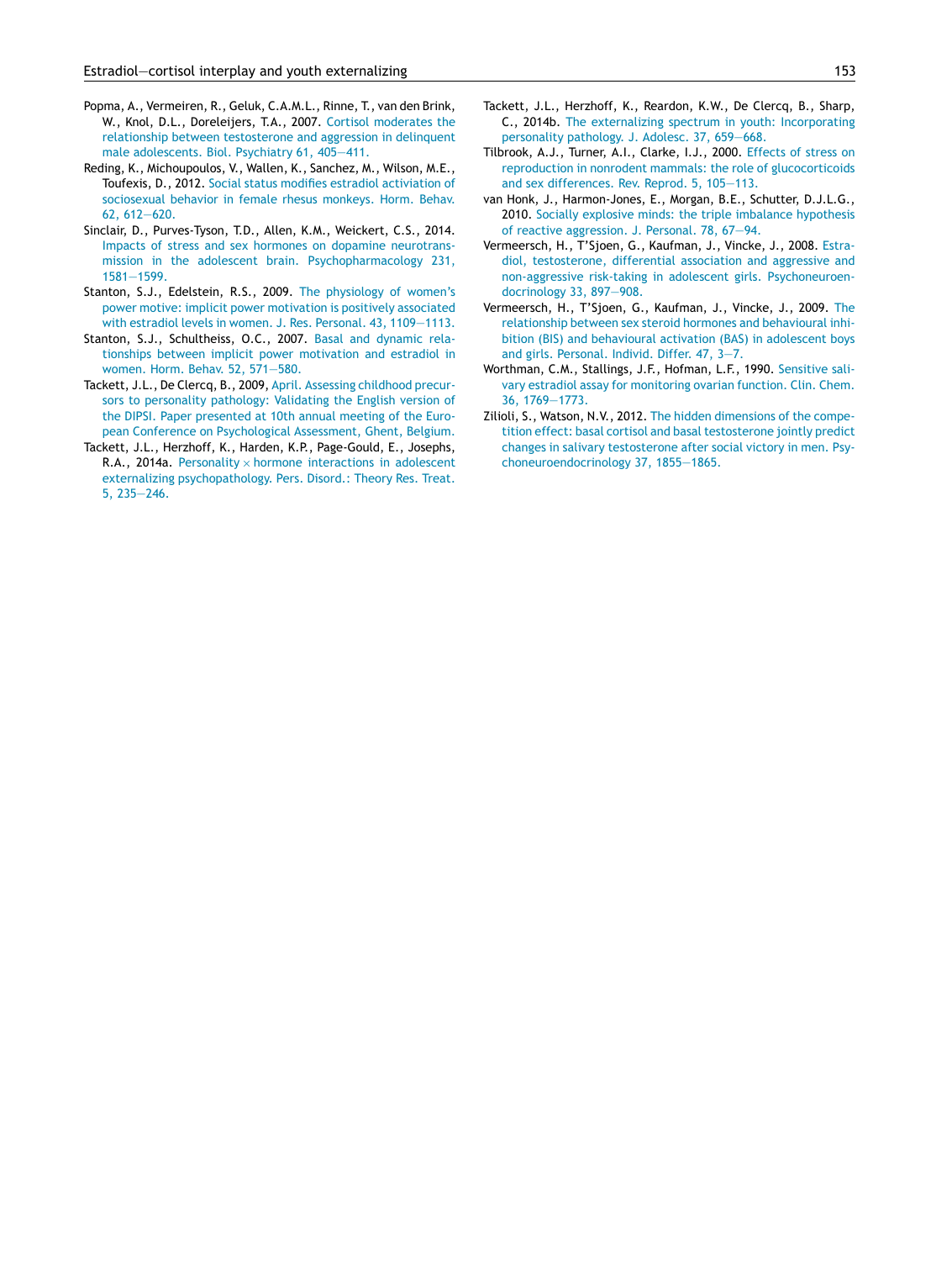Popma, A., Vermeiren, R., Geluk, C.A.M.L., Rinne, T., van den Brink, W., Knol, D.L., Doreleijers, T.A., 2007. Cortisol moderates the relationship between testosterone and aggression in delinquent male adolescents. Biol. Psychiatry 61, 405—411.

Reding, K., Michoupoulos, V., Wallen, K., Sanchez, M., Wilson, M.E., Toufexis, D., 2012. Social status modifies estradiol activiation of sociosexual behavior in female rhesus monkeys. Horm. Behav. 62, 612—620.

Sinclair, D., Purves-Tyson, T.D., Allen, K.M., Weickert, C.S., 2014. Impacts of stress and sex hormones on dopamine neurotransmission in the adolescent brain. Psychopharmacology 231, 1581—1599.

Stanton, S.J., Edelstein, R.S., 2009. The physiology of women's power motive: implicit power motivation is positively associated with estradiol levels in women. J. Res. Personal. 43, 1109—1113.

Stanton, S.J., Schultheiss, O.C., 2007. Basal and dynamic relationships between implicit power motivation and estradiol in women. Horm. Behav. 52, 571—580.

Tackett, J.L., De Clercq, B., 2009, April. Assessing childhood precursors to personality pathology: Validating the English version of the DIPSI. Paper presented at 10th annual meeting of the European Conference on Psychological Assessment, Ghent, Belgium.

Tackett, J.L., Herzhoff, K., Harden, K.P., Page-Gould, E., Josephs, R.A., 2014a. Personality × hormone interactions in adolescent externalizing psychopathology. Pers. Disord.: Theory Res. Treat. 5, 235—246.

Tackett, J.L., Herzhoff, K., Reardon, K.W., De Clercq, B., Sharp, C., 2014b. The externalizing spectrum in youth: Incorporating personality pathology. J. Adolesc. 37, 659—668.

Tilbrook, A.J., Turner, A.I., Clarke, I.J., 2000. Effects of stress on reproduction in nonrodent mammals: the role of glucocorticoids and sex differences. Rev. Reprod. 5, 105—113.

van Honk, J., Harmon-Jones, E., Morgan, B.E., Schutter, D.J.L.G., 2010. Socially explosive minds: the triple imbalance hypothesis of reactive aggression. J. Personal. 78, 67—94.

Vermeersch, H., T'Sjoen, G., Kaufman, J., Vincke, J., 2008. Estradiol, testosterone, differential association and aggressive and non-aggressive risk-taking in adolescent girls. Psychoneuroendocrinology 33, 897—908.

Vermeersch, H., T'Sjoen, G., Kaufman, J., Vincke, J., 2009. The relationship between sex steroid hormones and behavioural inhibition (BIS) and behavioural activation (BAS) in adolescent boys and girls. Personal. Individ. Differ. 47, 3—7.

Worthman, C.M., Stallings, J.F., Hofman, L.F., 1990. Sensitive salivary estradiol assay for monitoring ovarian function. Clin. Chem. 36, 1769—1773.

Zilioli, S., Watson, N.V., 2012. The hidden dimensions of the competition effect: basal cortisol and basal testosterone jointly predict changes in salivary testosterone after social victory in men. Psychoneuroendocrinology 37, 1855—1865.